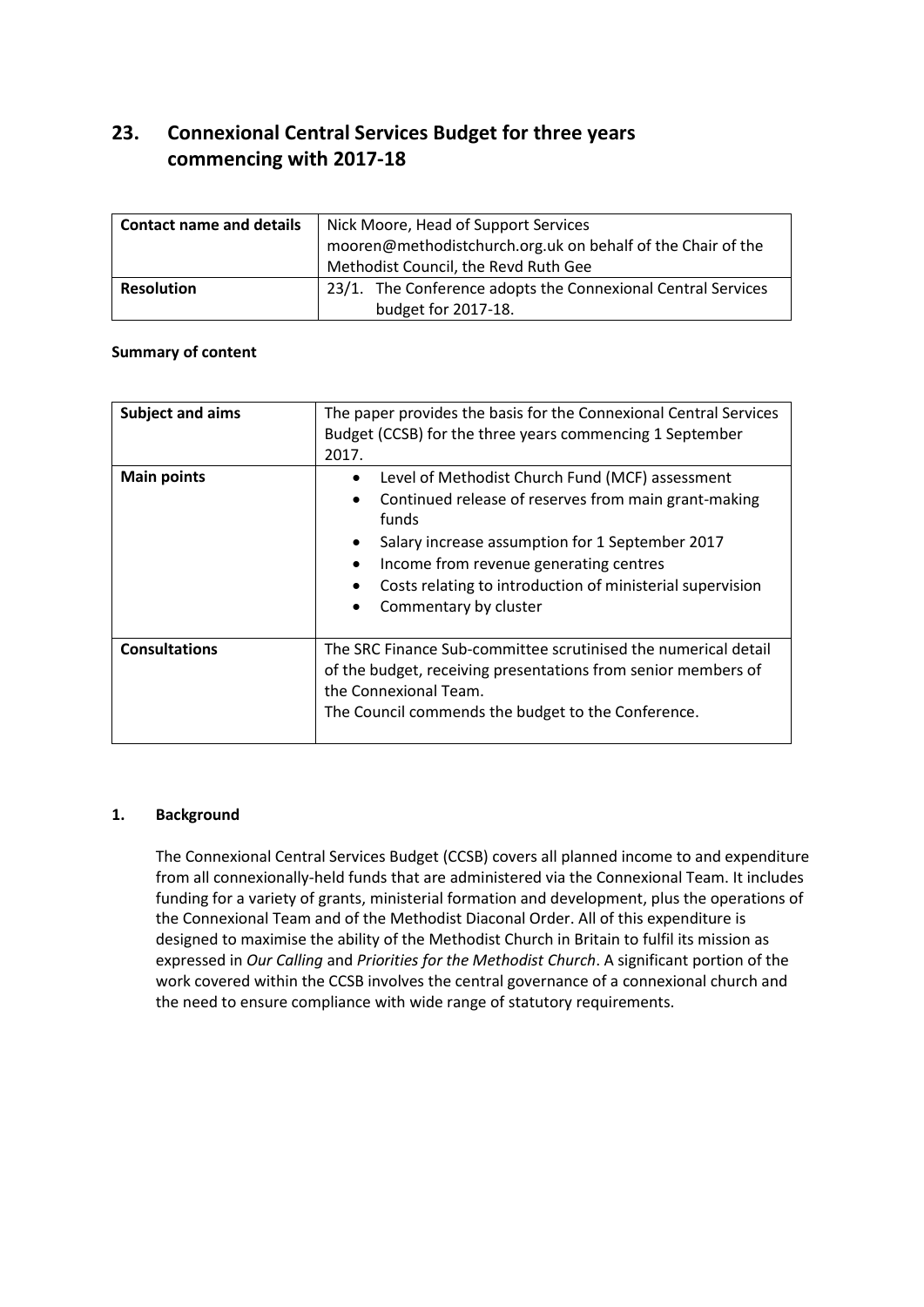# 23. Connexional Central Services Budget for three years commencing with 2017-18

| **Contact name and details** | Nick Moore, Head of Support Services mooren@methodistchurch.org.uk on behalf of the Chair of the Methodist Council, the Revd Ruth Gee |
|---|---|
| **Resolution** | 23/1. The Conference adopts the Connexional Central Services budget for 2017-18. |

**Summary of content**

| **Subject and aims** | The paper provides the basis for the Connexional Central Services Budget (CCSB) for the three years commencing 1 September 2017. |
|---|---|
| **Main points** | • Level of Methodist Church Fund (MCF) assessment<br>• Continued release of reserves from main grant-making funds<br>• Salary increase assumption for 1 September 2017<br>• Income from revenue generating centres<br>• Costs relating to introduction of ministerial supervision<br>• Commentary by cluster |
| **Consultations** | The SRC Finance Sub-committee scrutinised the numerical detail of the budget, receiving presentations from senior members of the Connexional Team.<br>The Council commends the budget to the Conference. |

## 1. Background

The Connexional Central Services Budget (CCSB) covers all planned income to and expenditure from all connexionally-held funds that are administered via the Connexional Team. It includes funding for a variety of grants, ministerial formation and development, plus the operations of the Connexional Team and of the Methodist Diaconal Order. All of this expenditure is designed to maximise the ability of the Methodist Church in Britain to fulfil its mission as expressed in *Our Calling* and *Priorities for the Methodist Church*. A significant portion of the work covered within the CCSB involves the central governance of a connexional church and the need to ensure compliance with wide range of statutory requirements.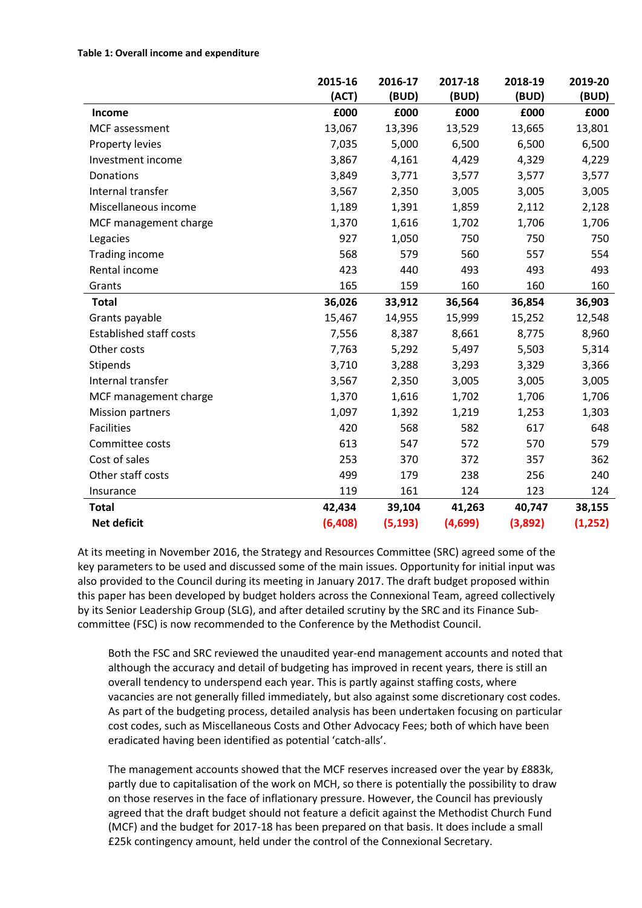**Table 1: Overall income and expenditure**

| | 2015-16 (ACT) | 2016-17 (BUD) | 2017-18 (BUD) | 2018-19 (BUD) | 2019-20 (BUD) |
|---|---|---|---|---|---|
| **Income** | **£000** | **£000** | **£000** | **£000** | **£000** |
| MCF assessment | 13,067 | 13,396 | 13,529 | 13,665 | 13,801 |
| Property levies | 7,035 | 5,000 | 6,500 | 6,500 | 6,500 |
| Investment income | 3,867 | 4,161 | 4,429 | 4,329 | 4,229 |
| Donations | 3,849 | 3,771 | 3,577 | 3,577 | 3,577 |
| Internal transfer | 3,567 | 2,350 | 3,005 | 3,005 | 3,005 |
| Miscellaneous income | 1,189 | 1,391 | 1,859 | 2,112 | 2,128 |
| MCF management charge | 1,370 | 1,616 | 1,702 | 1,706 | 1,706 |
| Legacies | 927 | 1,050 | 750 | 750 | 750 |
| Trading income | 568 | 579 | 560 | 557 | 554 |
| Rental income | 423 | 440 | 493 | 493 | 493 |
| Grants | 165 | 159 | 160 | 160 | 160 |
| **Total** | **36,026** | **33,912** | **36,564** | **36,854** | **36,903** |
| Grants payable | 15,467 | 14,955 | 15,999 | 15,252 | 12,548 |
| Established staff costs | 7,556 | 8,387 | 8,661 | 8,775 | 8,960 |
| Other costs | 7,763 | 5,292 | 5,497 | 5,503 | 5,314 |
| Stipends | 3,710 | 3,288 | 3,293 | 3,329 | 3,366 |
| Internal transfer | 3,567 | 2,350 | 3,005 | 3,005 | 3,005 |
| MCF management charge | 1,370 | 1,616 | 1,702 | 1,706 | 1,706 |
| Mission partners | 1,097 | 1,392 | 1,219 | 1,253 | 1,303 |
| Facilities | 420 | 568 | 582 | 617 | 648 |
| Committee costs | 613 | 547 | 572 | 570 | 579 |
| Cost of sales | 253 | 370 | 372 | 357 | 362 |
| Other staff costs | 499 | 179 | 238 | 256 | 240 |
| Insurance | 119 | 161 | 124 | 123 | 124 |
| **Total** | **42,434** | **39,104** | **41,263** | **40,747** | **38,155** |
| **Net deficit** | **(6,408)** | **(5,193)** | **(4,699)** | **(3,892)** | **(1,252)** |

At its meeting in November 2016, the Strategy and Resources Committee (SRC) agreed some of the key parameters to be used and discussed some of the main issues. Opportunity for initial input was also provided to the Council during its meeting in January 2017. The draft budget proposed within this paper has been developed by budget holders across the Connexional Team, agreed collectively by its Senior Leadership Group (SLG), and after detailed scrutiny by the SRC and its Finance Sub-committee (FSC) is now recommended to the Conference by the Methodist Council.

Both the FSC and SRC reviewed the unaudited year-end management accounts and noted that although the accuracy and detail of budgeting has improved in recent years, there is still an overall tendency to underspend each year. This is partly against staffing costs, where vacancies are not generally filled immediately, but also against some discretionary cost codes. As part of the budgeting process, detailed analysis has been undertaken focusing on particular cost codes, such as Miscellaneous Costs and Other Advocacy Fees; both of which have been eradicated having been identified as potential 'catch-alls'.

The management accounts showed that the MCF reserves increased over the year by £883k, partly due to capitalisation of the work on MCH, so there is potentially the possibility to draw on those reserves in the face of inflationary pressure. However, the Council has previously agreed that the draft budget should not feature a deficit against the Methodist Church Fund (MCF) and the budget for 2017-18 has been prepared on that basis. It does include a small £25k contingency amount, held under the control of the Connexional Secretary.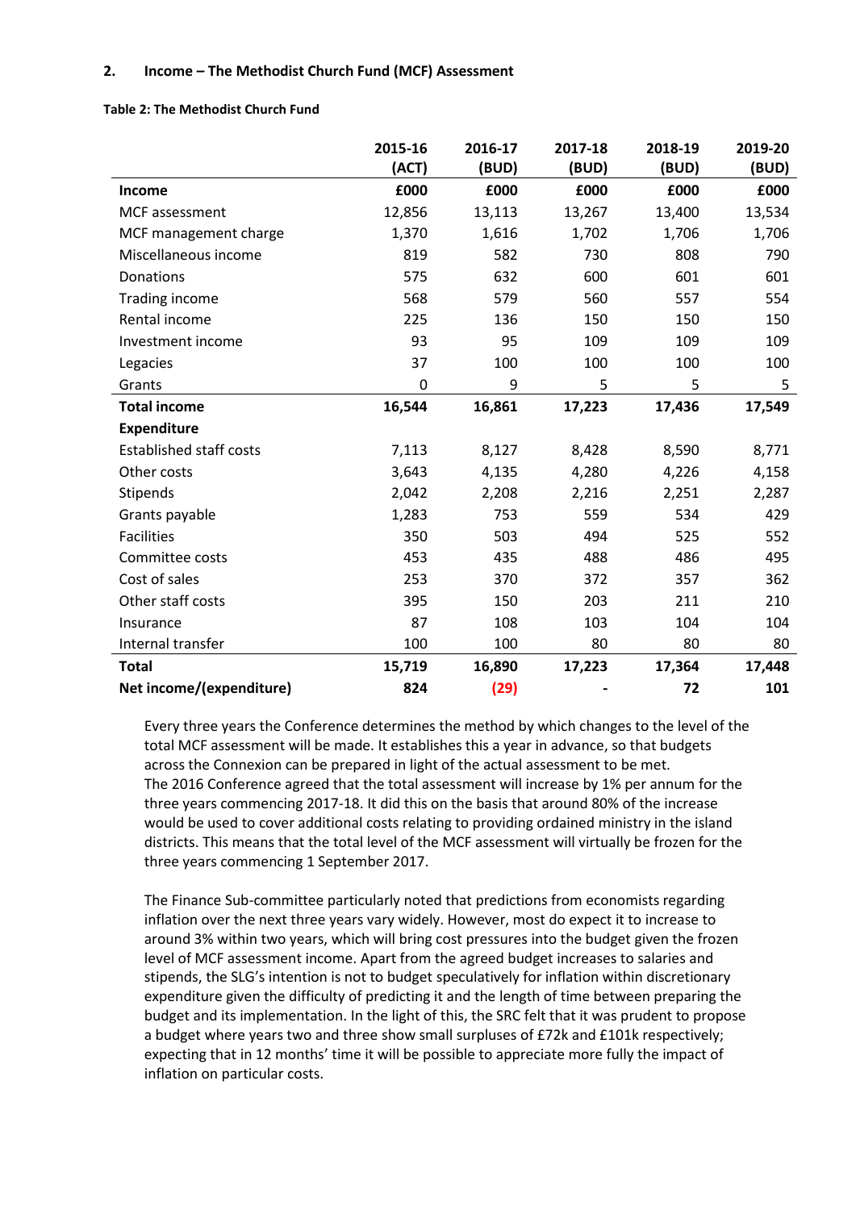## 2. Income – The Methodist Church Fund (MCF) Assessment

**Table 2: The Methodist Church Fund**

| | 2015-16 (ACT) | 2016-17 (BUD) | 2017-18 (BUD) | 2018-19 (BUD) | 2019-20 (BUD) |
|---|---|---|---|---|---|
| **Income** | **£000** | **£000** | **£000** | **£000** | **£000** |
| MCF assessment | 12,856 | 13,113 | 13,267 | 13,400 | 13,534 |
| MCF management charge | 1,370 | 1,616 | 1,702 | 1,706 | 1,706 |
| Miscellaneous income | 819 | 582 | 730 | 808 | 790 |
| Donations | 575 | 632 | 600 | 601 | 601 |
| Trading income | 568 | 579 | 560 | 557 | 554 |
| Rental income | 225 | 136 | 150 | 150 | 150 |
| Investment income | 93 | 95 | 109 | 109 | 109 |
| Legacies | 37 | 100 | 100 | 100 | 100 |
| Grants | 0 | 9 | 5 | 5 | 5 |
| **Total income** | **16,544** | **16,861** | **17,223** | **17,436** | **17,549** |
| **Expenditure** | | | | | |
| Established staff costs | 7,113 | 8,127 | 8,428 | 8,590 | 8,771 |
| Other costs | 3,643 | 4,135 | 4,280 | 4,226 | 4,158 |
| Stipends | 2,042 | 2,208 | 2,216 | 2,251 | 2,287 |
| Grants payable | 1,283 | 753 | 559 | 534 | 429 |
| Facilities | 350 | 503 | 494 | 525 | 552 |
| Committee costs | 453 | 435 | 488 | 486 | 495 |
| Cost of sales | 253 | 370 | 372 | 357 | 362 |
| Other staff costs | 395 | 150 | 203 | 211 | 210 |
| Insurance | 87 | 108 | 103 | 104 | 104 |
| Internal transfer | 100 | 100 | 80 | 80 | 80 |
| **Total** | **15,719** | **16,890** | **17,223** | **17,364** | **17,448** |
| **Net income/(expenditure)** | **824** | **(29)** | **-** | **72** | **101** |

Every three years the Conference determines the method by which changes to the level of the total MCF assessment will be made. It establishes this a year in advance, so that budgets across the Connexion can be prepared in light of the actual assessment to be met. The 2016 Conference agreed that the total assessment will increase by 1% per annum for the three years commencing 2017-18. It did this on the basis that around 80% of the increase would be used to cover additional costs relating to providing ordained ministry in the island districts. This means that the total level of the MCF assessment will virtually be frozen for the three years commencing 1 September 2017.

The Finance Sub-committee particularly noted that predictions from economists regarding inflation over the next three years vary widely. However, most do expect it to increase to around 3% within two years, which will bring cost pressures into the budget given the frozen level of MCF assessment income. Apart from the agreed budget increases to salaries and stipends, the SLG's intention is not to budget speculatively for inflation within discretionary expenditure given the difficulty of predicting it and the length of time between preparing the budget and its implementation. In the light of this, the SRC felt that it was prudent to propose a budget where years two and three show small surpluses of £72k and £101k respectively; expecting that in 12 months' time it will be possible to appreciate more fully the impact of inflation on particular costs.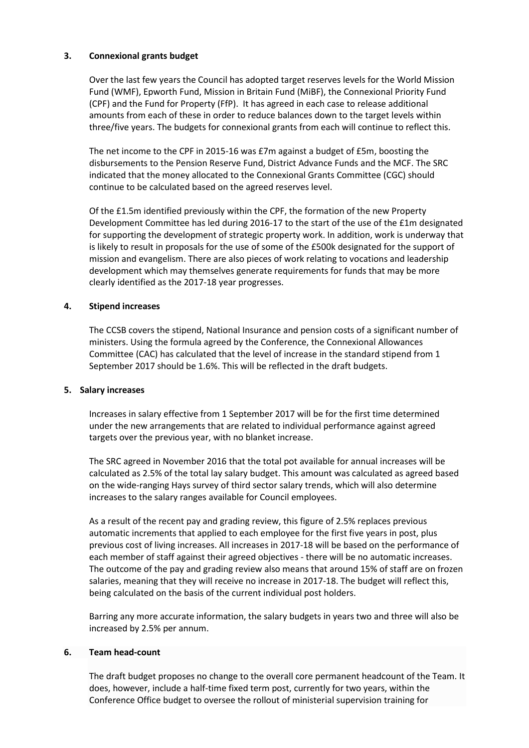## 3. Connexional grants budget

Over the last few years the Council has adopted target reserves levels for the World Mission Fund (WMF), Epworth Fund, Mission in Britain Fund (MiBF), the Connexional Priority Fund (CPF) and the Fund for Property (FfP). It has agreed in each case to release additional amounts from each of these in order to reduce balances down to the target levels within three/five years. The budgets for connexional grants from each will continue to reflect this.

The net income to the CPF in 2015-16 was £7m against a budget of £5m, boosting the disbursements to the Pension Reserve Fund, District Advance Funds and the MCF. The SRC indicated that the money allocated to the Connexional Grants Committee (CGC) should continue to be calculated based on the agreed reserves level.

Of the £1.5m identified previously within the CPF, the formation of the new Property Development Committee has led during 2016-17 to the start of the use of the £1m designated for supporting the development of strategic property work. In addition, work is underway that is likely to result in proposals for the use of some of the £500k designated for the support of mission and evangelism. There are also pieces of work relating to vocations and leadership development which may themselves generate requirements for funds that may be more clearly identified as the 2017-18 year progresses.

## 4. Stipend increases

The CCSB covers the stipend, National Insurance and pension costs of a significant number of ministers. Using the formula agreed by the Conference, the Connexional Allowances Committee (CAC) has calculated that the level of increase in the standard stipend from 1 September 2017 should be 1.6%. This will be reflected in the draft budgets.

## 5. Salary increases

Increases in salary effective from 1 September 2017 will be for the first time determined under the new arrangements that are related to individual performance against agreed targets over the previous year, with no blanket increase.

The SRC agreed in November 2016 that the total pot available for annual increases will be calculated as 2.5% of the total lay salary budget. This amount was calculated as agreed based on the wide-ranging Hays survey of third sector salary trends, which will also determine increases to the salary ranges available for Council employees.

As a result of the recent pay and grading review, this figure of 2.5% replaces previous automatic increments that applied to each employee for the first five years in post, plus previous cost of living increases. All increases in 2017-18 will be based on the performance of each member of staff against their agreed objectives - there will be no automatic increases. The outcome of the pay and grading review also means that around 15% of staff are on frozen salaries, meaning that they will receive no increase in 2017-18. The budget will reflect this, being calculated on the basis of the current individual post holders.

Barring any more accurate information, the salary budgets in years two and three will also be increased by 2.5% per annum.

## 6. Team head-count

The draft budget proposes no change to the overall core permanent headcount of the Team. It does, however, include a half-time fixed term post, currently for two years, within the Conference Office budget to oversee the rollout of ministerial supervision training for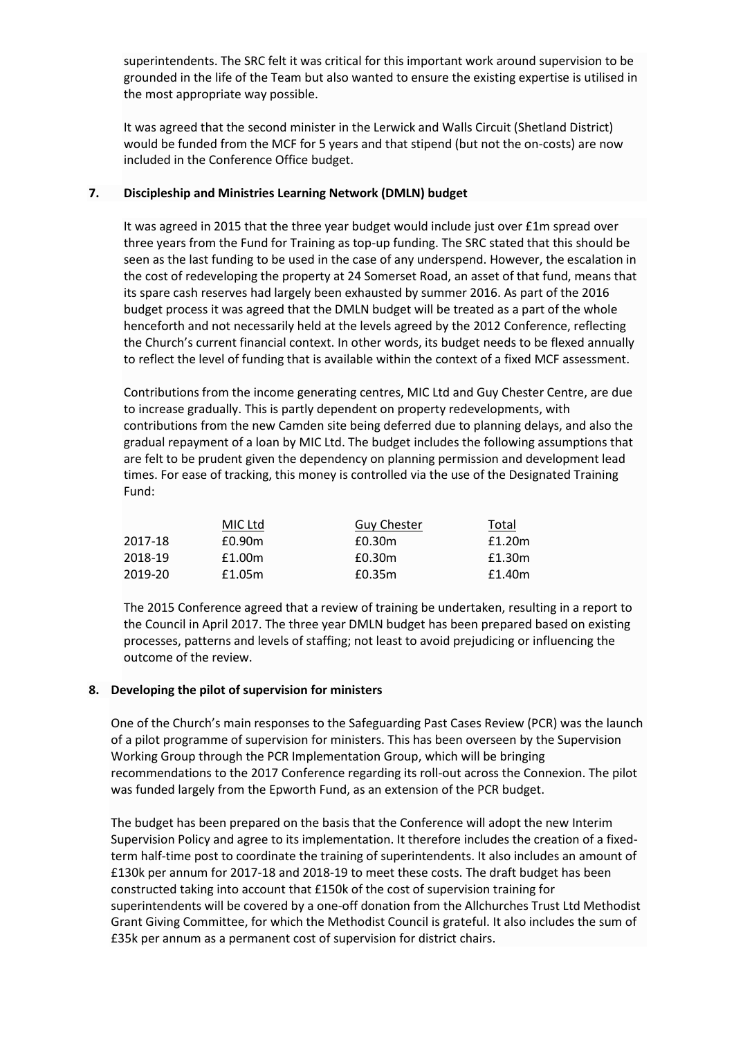superintendents. The SRC felt it was critical for this important work around supervision to be grounded in the life of the Team but also wanted to ensure the existing expertise is utilised in the most appropriate way possible.

It was agreed that the second minister in the Lerwick and Walls Circuit (Shetland District) would be funded from the MCF for 5 years and that stipend (but not the on-costs) are now included in the Conference Office budget.

## 7. Discipleship and Ministries Learning Network (DMLN) budget

It was agreed in 2015 that the three year budget would include just over £1m spread over three years from the Fund for Training as top-up funding. The SRC stated that this should be seen as the last funding to be used in the case of any underspend. However, the escalation in the cost of redeveloping the property at 24 Somerset Road, an asset of that fund, means that its spare cash reserves had largely been exhausted by summer 2016. As part of the 2016 budget process it was agreed that the DMLN budget will be treated as a part of the whole henceforth and not necessarily held at the levels agreed by the 2012 Conference, reflecting the Church's current financial context. In other words, its budget needs to be flexed annually to reflect the level of funding that is available within the context of a fixed MCF assessment.

Contributions from the income generating centres, MIC Ltd and Guy Chester Centre, are due to increase gradually. This is partly dependent on property redevelopments, with contributions from the new Camden site being deferred due to planning delays, and also the gradual repayment of a loan by MIC Ltd. The budget includes the following assumptions that are felt to be prudent given the dependency on planning permission and development lead times. For ease of tracking, this money is controlled via the use of the Designated Training Fund:

| | MIC Ltd | Guy Chester | Total |
|---|---|---|---|
| 2017-18 | £0.90m | £0.30m | £1.20m |
| 2018-19 | £1.00m | £0.30m | £1.30m |
| 2019-20 | £1.05m | £0.35m | £1.40m |

The 2015 Conference agreed that a review of training be undertaken, resulting in a report to the Council in April 2017. The three year DMLN budget has been prepared based on existing processes, patterns and levels of staffing; not least to avoid prejudicing or influencing the outcome of the review.

## 8. Developing the pilot of supervision for ministers

One of the Church's main responses to the Safeguarding Past Cases Review (PCR) was the launch of a pilot programme of supervision for ministers. This has been overseen by the Supervision Working Group through the PCR Implementation Group, which will be bringing recommendations to the 2017 Conference regarding its roll-out across the Connexion. The pilot was funded largely from the Epworth Fund, as an extension of the PCR budget.

The budget has been prepared on the basis that the Conference will adopt the new Interim Supervision Policy and agree to its implementation. It therefore includes the creation of a fixed-term half-time post to coordinate the training of superintendents. It also includes an amount of £130k per annum for 2017-18 and 2018-19 to meet these costs. The draft budget has been constructed taking into account that £150k of the cost of supervision training for superintendents will be covered by a one-off donation from the Allchurches Trust Ltd Methodist Grant Giving Committee, for which the Methodist Council is grateful. It also includes the sum of £35k per annum as a permanent cost of supervision for district chairs.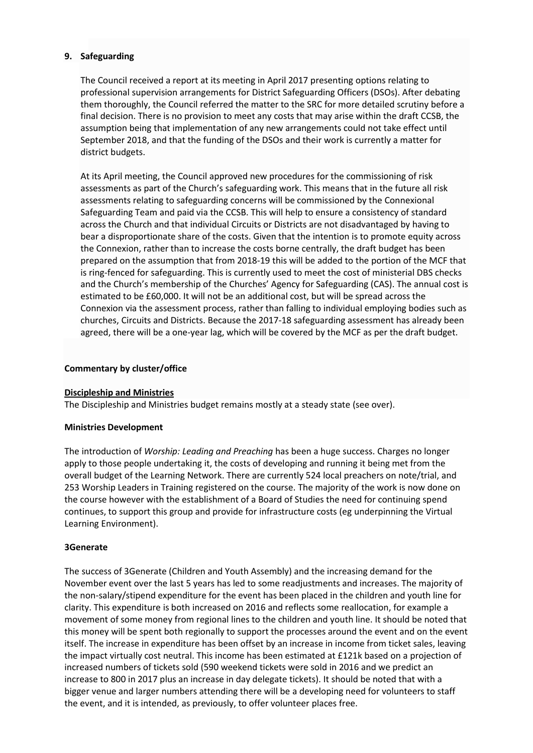## 9. Safeguarding

The Council received a report at its meeting in April 2017 presenting options relating to professional supervision arrangements for District Safeguarding Officers (DSOs). After debating them thoroughly, the Council referred the matter to the SRC for more detailed scrutiny before a final decision. There is no provision to meet any costs that may arise within the draft CCSB, the assumption being that implementation of any new arrangements could not take effect until September 2018, and that the funding of the DSOs and their work is currently a matter for district budgets.

At its April meeting, the Council approved new procedures for the commissioning of risk assessments as part of the Church's safeguarding work. This means that in the future all risk assessments relating to safeguarding concerns will be commissioned by the Connexional Safeguarding Team and paid via the CCSB. This will help to ensure a consistency of standard across the Church and that individual Circuits or Districts are not disadvantaged by having to bear a disproportionate share of the costs. Given that the intention is to promote equity across the Connexion, rather than to increase the costs borne centrally, the draft budget has been prepared on the assumption that from 2018-19 this will be added to the portion of the MCF that is ring-fenced for safeguarding. This is currently used to meet the cost of ministerial DBS checks and the Church's membership of the Churches' Agency for Safeguarding (CAS). The annual cost is estimated to be £60,000. It will not be an additional cost, but will be spread across the Connexion via the assessment process, rather than falling to individual employing bodies such as churches, Circuits and Districts. Because the 2017-18 safeguarding assessment has already been agreed, there will be a one-year lag, which will be covered by the MCF as per the draft budget.

## Commentary by cluster/office

### Discipleship and Ministries

The Discipleship and Ministries budget remains mostly at a steady state (see over).

### Ministries Development

The introduction of *Worship: Leading and Preaching* has been a huge success. Charges no longer apply to those people undertaking it, the costs of developing and running it being met from the overall budget of the Learning Network. There are currently 524 local preachers on note/trial, and 253 Worship Leaders in Training registered on the course. The majority of the work is now done on the course however with the establishment of a Board of Studies the need for continuing spend continues, to support this group and provide for infrastructure costs (eg underpinning the Virtual Learning Environment).

### 3Generate

The success of 3Generate (Children and Youth Assembly) and the increasing demand for the November event over the last 5 years has led to some readjustments and increases. The majority of the non-salary/stipend expenditure for the event has been placed in the children and youth line for clarity. This expenditure is both increased on 2016 and reflects some reallocation, for example a movement of some money from regional lines to the children and youth line. It should be noted that this money will be spent both regionally to support the processes around the event and on the event itself. The increase in expenditure has been offset by an increase in income from ticket sales, leaving the impact virtually cost neutral. This income has been estimated at £121k based on a projection of increased numbers of tickets sold (590 weekend tickets were sold in 2016 and we predict an increase to 800 in 2017 plus an increase in day delegate tickets). It should be noted that with a bigger venue and larger numbers attending there will be a developing need for volunteers to staff the event, and it is intended, as previously, to offer volunteer places free.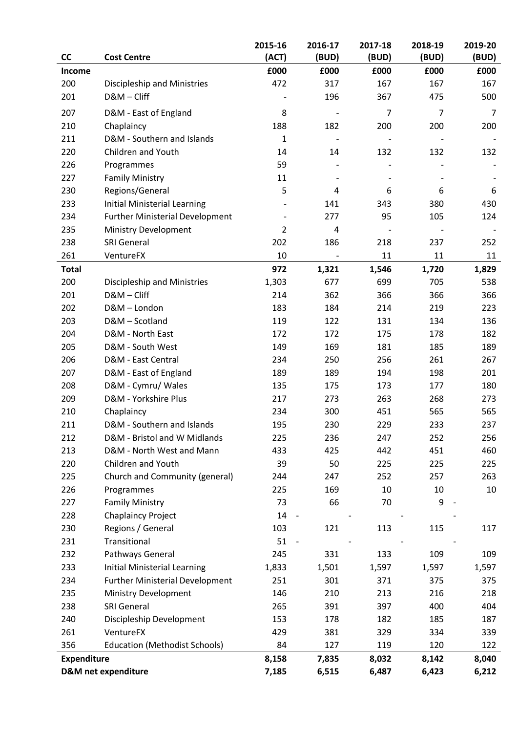| CC | Cost Centre | 2015-16 (ACT) | 2016-17 (BUD) | 2017-18 (BUD) | 2018-19 (BUD) | 2019-20 (BUD) |
|---|---|---|---|---|---|---|
| **Income** | | **£000** | **£000** | **£000** | **£000** | **£000** |
| 200 | Discipleship and Ministries | 472 | 317 | 167 | 167 | 167 |
| 201 | D&M – Cliff | - | 196 | 367 | 475 | 500 |
| 207 | D&M - East of England | 8 | - | 7 | 7 | 7 |
| 210 | Chaplaincy | 188 | 182 | 200 | 200 | 200 |
| 211 | D&M - Southern and Islands | 1 | - | - | - | - |
| 220 | Children and Youth | 14 | 14 | 132 | 132 | 132 |
| 226 | Programmes | 59 | - | - | - | - |
| 227 | Family Ministry | 11 | - | - | - | - |
| 230 | Regions/General | 5 | 4 | 6 | 6 | 6 |
| 233 | Initial Ministerial Learning | - | 141 | 343 | 380 | 430 |
| 234 | Further Ministerial Development | - | 277 | 95 | 105 | 124 |
| 235 | Ministry Development | 2 | 4 | - | - | - |
| 238 | SRI General | 202 | 186 | 218 | 237 | 252 |
| 261 | VentureFX | 10 | - | 11 | 11 | 11 |
| **Total** | | **972** | **1,321** | **1,546** | **1,720** | **1,829** |
| 200 | Discipleship and Ministries | 1,303 | 677 | 699 | 705 | 538 |
| 201 | D&M – Cliff | 214 | 362 | 366 | 366 | 366 |
| 202 | D&M – London | 183 | 184 | 214 | 219 | 223 |
| 203 | D&M – Scotland | 119 | 122 | 131 | 134 | 136 |
| 204 | D&M - North East | 172 | 172 | 175 | 178 | 182 |
| 205 | D&M - South West | 149 | 169 | 181 | 185 | 189 |
| 206 | D&M - East Central | 234 | 250 | 256 | 261 | 267 |
| 207 | D&M - East of England | 189 | 189 | 194 | 198 | 201 |
| 208 | D&M - Cymru/ Wales | 135 | 175 | 173 | 177 | 180 |
| 209 | D&M - Yorkshire Plus | 217 | 273 | 263 | 268 | 273 |
| 210 | Chaplaincy | 234 | 300 | 451 | 565 | 565 |
| 211 | D&M - Southern and Islands | 195 | 230 | 229 | 233 | 237 |
| 212 | D&M - Bristol and W Midlands | 225 | 236 | 247 | 252 | 256 |
| 213 | D&M - North West and Mann | 433 | 425 | 442 | 451 | 460 |
| 220 | Children and Youth | 39 | 50 | 225 | 225 | 225 |
| 225 | Church and Community (general) | 244 | 247 | 252 | 257 | 263 |
| 226 | Programmes | 225 | 169 | 10 | 10 | 10 |
| 227 | Family Ministry | 73 | 66 | 70 | 9 | - |
| 228 | Chaplaincy Project | 14 | - | - | - | - |
| 230 | Regions / General | 103 | 121 | 113 | 115 | 117 |
| 231 | Transitional | 51 | - | - | - | - |
| 232 | Pathways General | 245 | 331 | 133 | 109 | 109 |
| 233 | Initial Ministerial Learning | 1,833 | 1,501 | 1,597 | 1,597 | 1,597 |
| 234 | Further Ministerial Development | 251 | 301 | 371 | 375 | 375 |
| 235 | Ministry Development | 146 | 210 | 213 | 216 | 218 |
| 238 | SRI General | 265 | 391 | 397 | 400 | 404 |
| 240 | Discipleship Development | 153 | 178 | 182 | 185 | 187 |
| 261 | VentureFX | 429 | 381 | 329 | 334 | 339 |
| 356 | Education (Methodist Schools) | 84 | 127 | 119 | 120 | 122 |
| **Expenditure** | | **8,158** | **7,835** | **8,032** | **8,142** | **8,040** |
| **D&M net expenditure** | | **7,185** | **6,515** | **6,487** | **6,423** | **6,212** |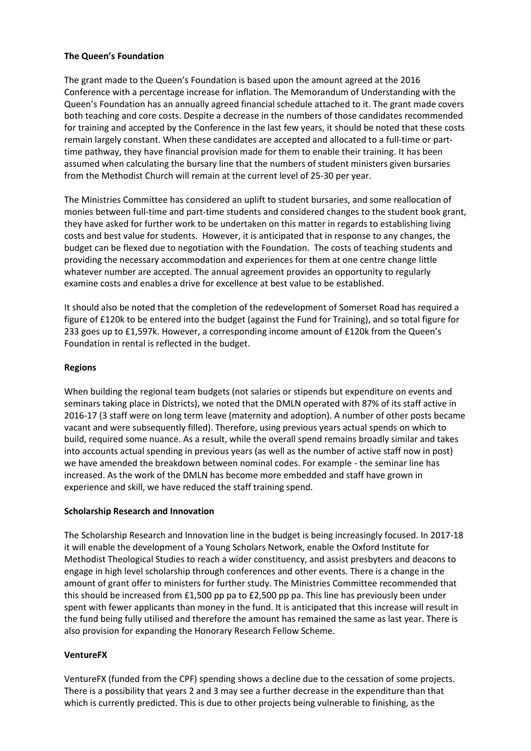**The Queen's Foundation**

The grant made to the Queen's Foundation is based upon the amount agreed at the 2016 Conference with a percentage increase for inflation. The Memorandum of Understanding with the Queen's Foundation has an annually agreed financial schedule attached to it. The grant made covers both teaching and core costs. Despite a decrease in the numbers of those candidates recommended for training and accepted by the Conference in the last few years, it should be noted that these costs remain largely constant. When these candidates are accepted and allocated to a full-time or part-time pathway, they have financial provision made for them to enable their training. It has been assumed when calculating the bursary line that the numbers of student ministers given bursaries from the Methodist Church will remain at the current level of 25-30 per year.

The Ministries Committee has considered an uplift to student bursaries, and some reallocation of monies between full-time and part-time students and considered changes to the student book grant, they have asked for further work to be undertaken on this matter in regards to establishing living costs and best value for students. However, it is anticipated that in response to any changes, the budget can be flexed due to negotiation with the Foundation. The costs of teaching students and providing the necessary accommodation and experiences for them at one centre change little whatever number are accepted. The annual agreement provides an opportunity to regularly examine costs and enables a drive for excellence at best value to be established.

It should also be noted that the completion of the redevelopment of Somerset Road has required a figure of £120k to be entered into the budget (against the Fund for Training), and so total figure for 233 goes up to £1,597k. However, a corresponding income amount of £120k from the Queen's Foundation in rental is reflected in the budget.

**Regions**

When building the regional team budgets (not salaries or stipends but expenditure on events and seminars taking place in Districts), we noted that the DMLN operated with 87% of its staff active in 2016-17 (3 staff were on long term leave (maternity and adoption). A number of other posts became vacant and were subsequently filled). Therefore, using previous years actual spends on which to build, required some nuance. As a result, while the overall spend remains broadly similar and takes into accounts actual spending in previous years (as well as the number of active staff now in post) we have amended the breakdown between nominal codes. For example - the seminar line has increased. As the work of the DMLN has become more embedded and staff have grown in experience and skill, we have reduced the staff training spend.

**Scholarship Research and Innovation**

The Scholarship Research and Innovation line in the budget is being increasingly focused. In 2017-18 it will enable the development of a Young Scholars Network, enable the Oxford Institute for Methodist Theological Studies to reach a wider constituency, and assist presbyters and deacons to engage in high level scholarship through conferences and other events. There is a change in the amount of grant offer to ministers for further study. The Ministries Committee recommended that this should be increased from £1,500 pp pa to £2,500 pp pa. This line has previously been under spent with fewer applicants than money in the fund. It is anticipated that this increase will result in the fund being fully utilised and therefore the amount has remained the same as last year. There is also provision for expanding the Honorary Research Fellow Scheme.

**VentureFX**

VentureFX (funded from the CPF) spending shows a decline due to the cessation of some projects. There is a possibility that years 2 and 3 may see a further decrease in the expenditure than that which is currently predicted. This is due to other projects being vulnerable to finishing, as the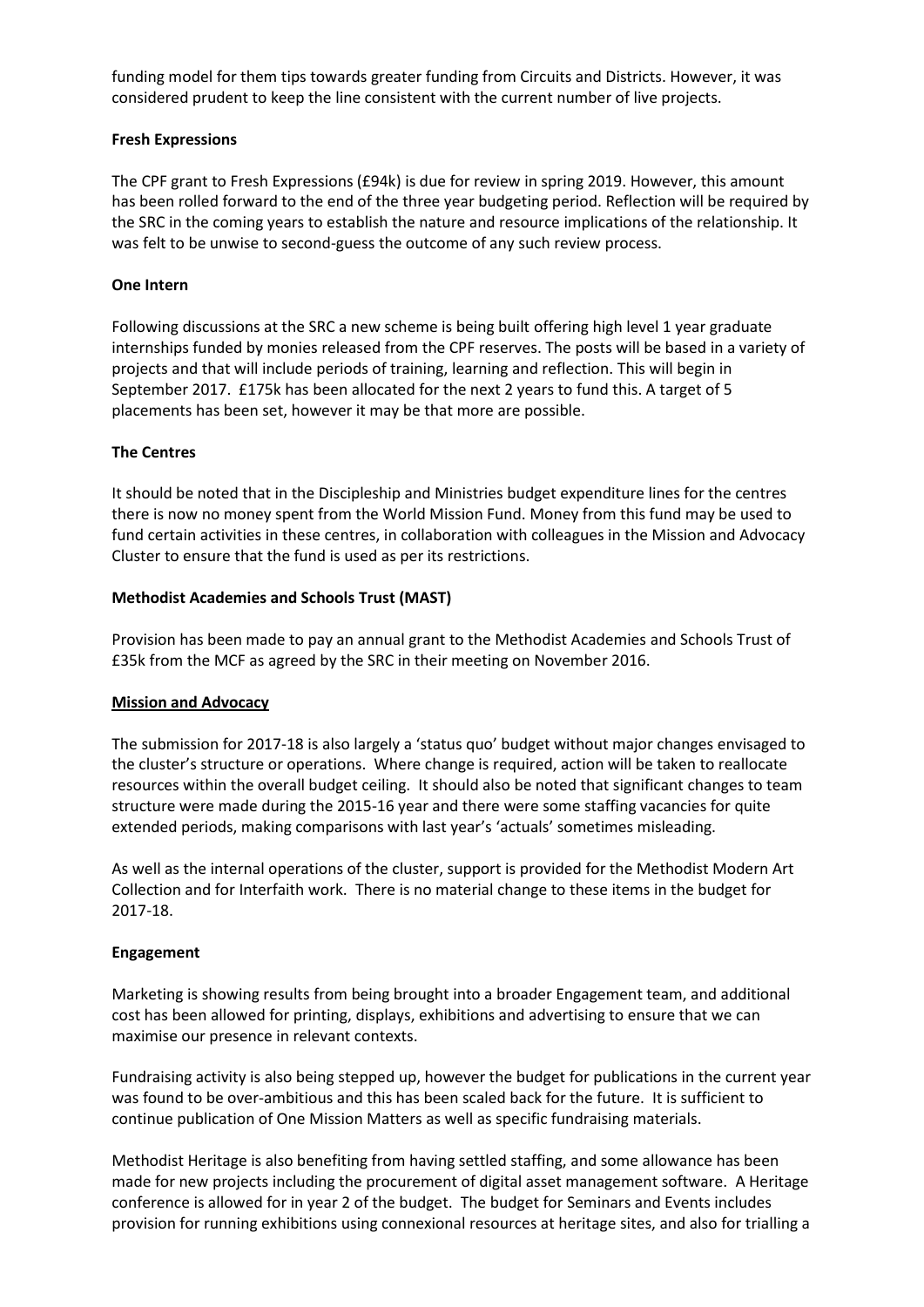funding model for them tips towards greater funding from Circuits and Districts. However, it was considered prudent to keep the line consistent with the current number of live projects.

**Fresh Expressions**

The CPF grant to Fresh Expressions (£94k) is due for review in spring 2019. However, this amount has been rolled forward to the end of the three year budgeting period. Reflection will be required by the SRC in the coming years to establish the nature and resource implications of the relationship. It was felt to be unwise to second-guess the outcome of any such review process.

**One Intern**

Following discussions at the SRC a new scheme is being built offering high level 1 year graduate internships funded by monies released from the CPF reserves. The posts will be based in a variety of projects and that will include periods of training, learning and reflection. This will begin in September 2017. £175k has been allocated for the next 2 years to fund this. A target of 5 placements has been set, however it may be that more are possible.

**The Centres**

It should be noted that in the Discipleship and Ministries budget expenditure lines for the centres there is now no money spent from the World Mission Fund. Money from this fund may be used to fund certain activities in these centres, in collaboration with colleagues in the Mission and Advocacy Cluster to ensure that the fund is used as per its restrictions.

**Methodist Academies and Schools Trust (MAST)**

Provision has been made to pay an annual grant to the Methodist Academies and Schools Trust of £35k from the MCF as agreed by the SRC in their meeting on November 2016.

**Mission and Advocacy**

The submission for 2017-18 is also largely a 'status quo' budget without major changes envisaged to the cluster's structure or operations. Where change is required, action will be taken to reallocate resources within the overall budget ceiling. It should also be noted that significant changes to team structure were made during the 2015-16 year and there were some staffing vacancies for quite extended periods, making comparisons with last year's 'actuals' sometimes misleading.

As well as the internal operations of the cluster, support is provided for the Methodist Modern Art Collection and for Interfaith work. There is no material change to these items in the budget for 2017-18.

**Engagement**

Marketing is showing results from being brought into a broader Engagement team, and additional cost has been allowed for printing, displays, exhibitions and advertising to ensure that we can maximise our presence in relevant contexts.

Fundraising activity is also being stepped up, however the budget for publications in the current year was found to be over-ambitious and this has been scaled back for the future. It is sufficient to continue publication of One Mission Matters as well as specific fundraising materials.

Methodist Heritage is also benefiting from having settled staffing, and some allowance has been made for new projects including the procurement of digital asset management software. A Heritage conference is allowed for in year 2 of the budget. The budget for Seminars and Events includes provision for running exhibitions using connexional resources at heritage sites, and also for trialling a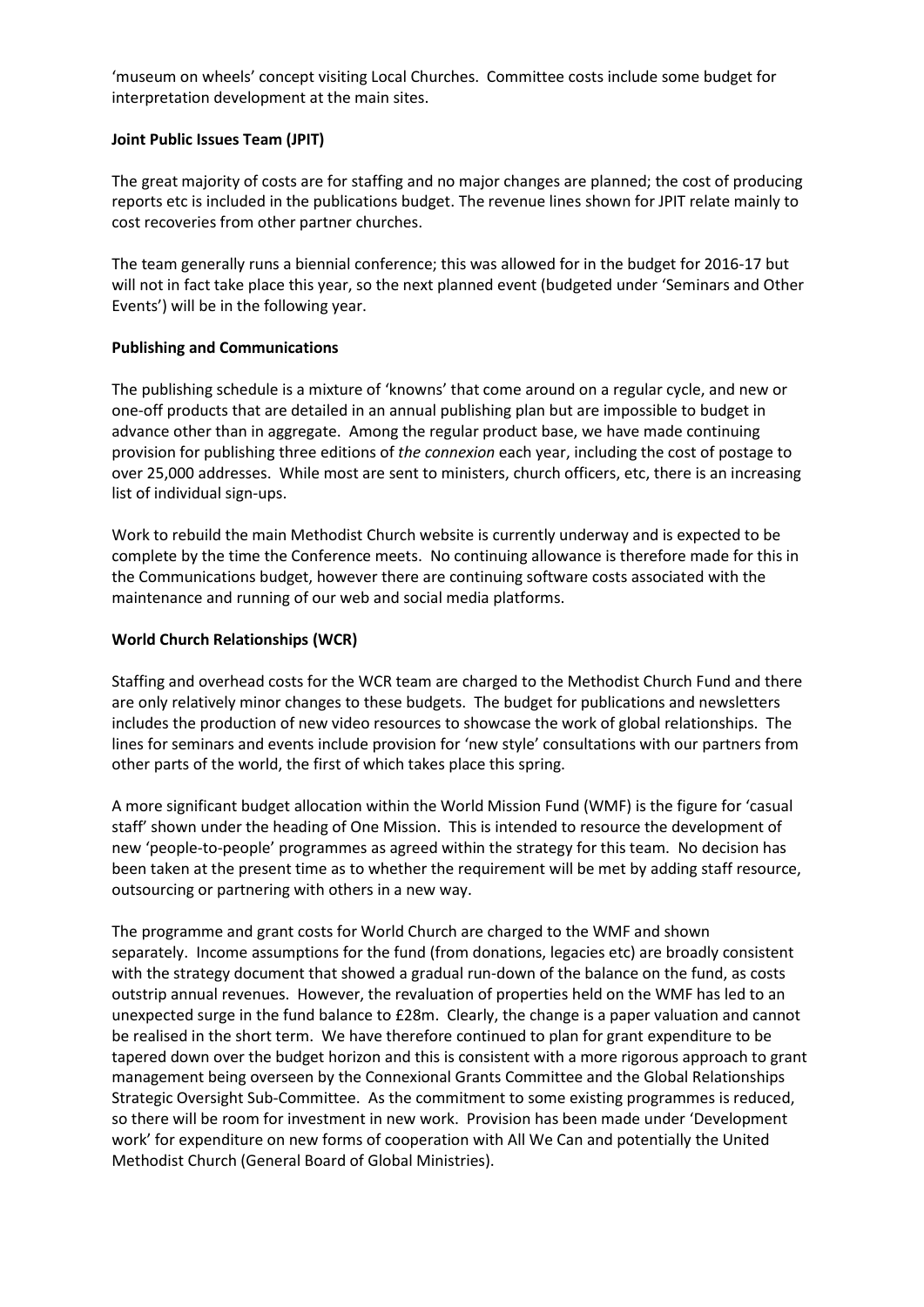'museum on wheels' concept visiting Local Churches. Committee costs include some budget for interpretation development at the main sites.

**Joint Public Issues Team (JPIT)**

The great majority of costs are for staffing and no major changes are planned; the cost of producing reports etc is included in the publications budget. The revenue lines shown for JPIT relate mainly to cost recoveries from other partner churches.

The team generally runs a biennial conference; this was allowed for in the budget for 2016-17 but will not in fact take place this year, so the next planned event (budgeted under 'Seminars and Other Events') will be in the following year.

**Publishing and Communications**

The publishing schedule is a mixture of 'knowns' that come around on a regular cycle, and new or one-off products that are detailed in an annual publishing plan but are impossible to budget in advance other than in aggregate. Among the regular product base, we have made continuing provision for publishing three editions of *the connexion* each year, including the cost of postage to over 25,000 addresses. While most are sent to ministers, church officers, etc, there is an increasing list of individual sign-ups.

Work to rebuild the main Methodist Church website is currently underway and is expected to be complete by the time the Conference meets. No continuing allowance is therefore made for this in the Communications budget, however there are continuing software costs associated with the maintenance and running of our web and social media platforms.

**World Church Relationships (WCR)**

Staffing and overhead costs for the WCR team are charged to the Methodist Church Fund and there are only relatively minor changes to these budgets. The budget for publications and newsletters includes the production of new video resources to showcase the work of global relationships. The lines for seminars and events include provision for 'new style' consultations with our partners from other parts of the world, the first of which takes place this spring.

A more significant budget allocation within the World Mission Fund (WMF) is the figure for 'casual staff' shown under the heading of One Mission. This is intended to resource the development of new 'people-to-people' programmes as agreed within the strategy for this team. No decision has been taken at the present time as to whether the requirement will be met by adding staff resource, outsourcing or partnering with others in a new way.

The programme and grant costs for World Church are charged to the WMF and shown separately. Income assumptions for the fund (from donations, legacies etc) are broadly consistent with the strategy document that showed a gradual run-down of the balance on the fund, as costs outstrip annual revenues. However, the revaluation of properties held on the WMF has led to an unexpected surge in the fund balance to £28m. Clearly, the change is a paper valuation and cannot be realised in the short term. We have therefore continued to plan for grant expenditure to be tapered down over the budget horizon and this is consistent with a more rigorous approach to grant management being overseen by the Connexional Grants Committee and the Global Relationships Strategic Oversight Sub-Committee. As the commitment to some existing programmes is reduced, so there will be room for investment in new work. Provision has been made under 'Development work' for expenditure on new forms of cooperation with All We Can and potentially the United Methodist Church (General Board of Global Ministries).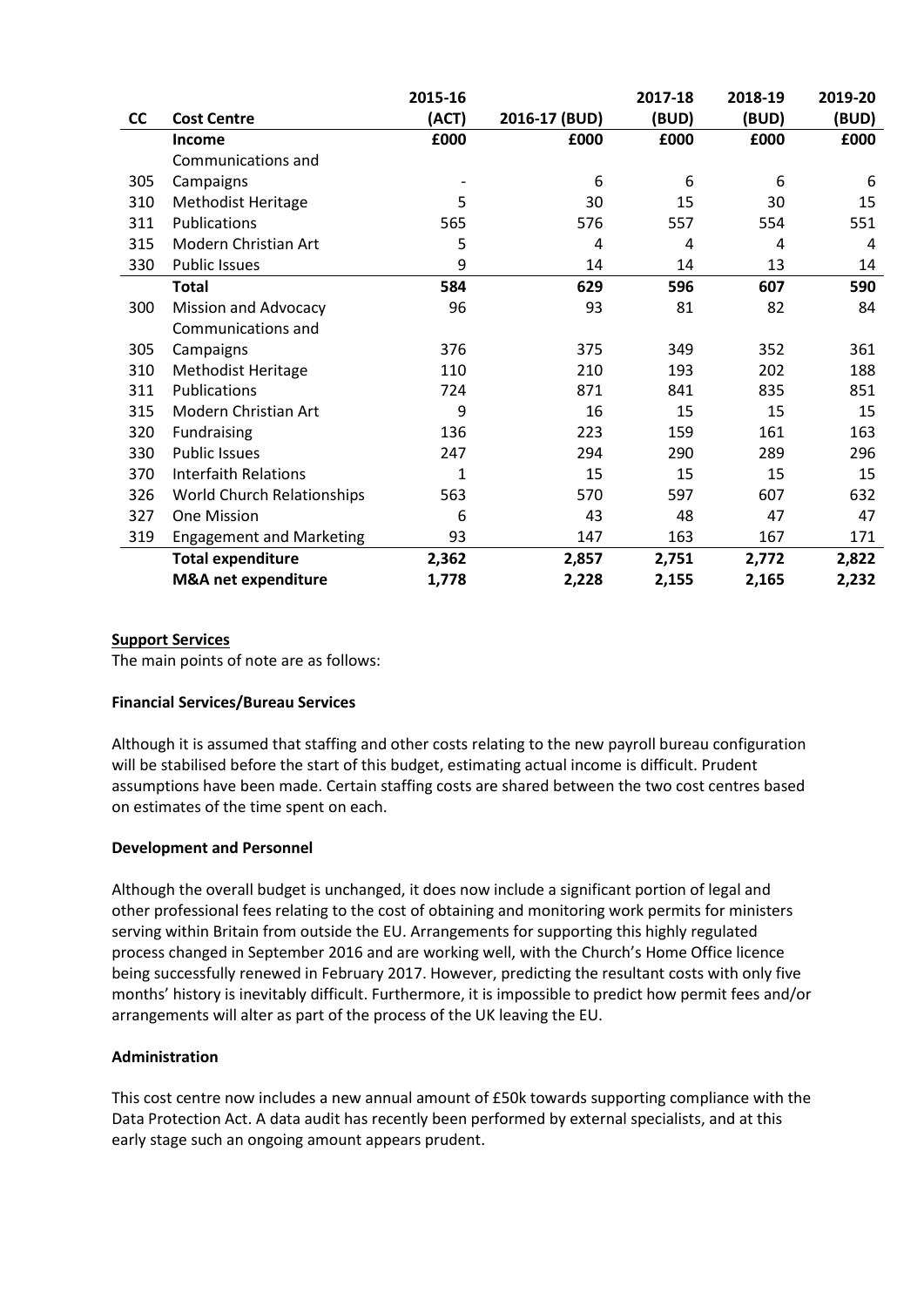| CC | Cost Centre | 2015-16 (ACT) | 2016-17 (BUD) | 2017-18 (BUD) | 2018-19 (BUD) | 2019-20 (BUD) |
|---|---|---|---|---|---|---|
| | **Income** | **£000** | **£000** | **£000** | **£000** | **£000** |
| 305 | Communications and Campaigns | - | 6 | 6 | 6 | 6 |
| 310 | Methodist Heritage | 5 | 30 | 15 | 30 | 15 |
| 311 | Publications | 565 | 576 | 557 | 554 | 551 |
| 315 | Modern Christian Art | 5 | 4 | 4 | 4 | 4 |
| 330 | Public Issues | 9 | 14 | 14 | 13 | 14 |
| | **Total** | **584** | **629** | **596** | **607** | **590** |
| 300 | Mission and Advocacy | 96 | 93 | 81 | 82 | 84 |
| 305 | Communications and Campaigns | 376 | 375 | 349 | 352 | 361 |
| 310 | Methodist Heritage | 110 | 210 | 193 | 202 | 188 |
| 311 | Publications | 724 | 871 | 841 | 835 | 851 |
| 315 | Modern Christian Art | 9 | 16 | 15 | 15 | 15 |
| 320 | Fundraising | 136 | 223 | 159 | 161 | 163 |
| 330 | Public Issues | 247 | 294 | 290 | 289 | 296 |
| 370 | Interfaith Relations | 1 | 15 | 15 | 15 | 15 |
| 326 | World Church Relationships | 563 | 570 | 597 | 607 | 632 |
| 327 | One Mission | 6 | 43 | 48 | 47 | 47 |
| 319 | Engagement and Marketing | 93 | 147 | 163 | 167 | 171 |
| | **Total expenditure** | **2,362** | **2,857** | **2,751** | **2,772** | **2,822** |
| | **M&A net expenditure** | **1,778** | **2,228** | **2,155** | **2,165** | **2,232** |

**Support Services**

The main points of note are as follows:

**Financial Services/Bureau Services**

Although it is assumed that staffing and other costs relating to the new payroll bureau configuration will be stabilised before the start of this budget, estimating actual income is difficult. Prudent assumptions have been made. Certain staffing costs are shared between the two cost centres based on estimates of the time spent on each.

**Development and Personnel**

Although the overall budget is unchanged, it does now include a significant portion of legal and other professional fees relating to the cost of obtaining and monitoring work permits for ministers serving within Britain from outside the EU. Arrangements for supporting this highly regulated process changed in September 2016 and are working well, with the Church's Home Office licence being successfully renewed in February 2017. However, predicting the resultant costs with only five months' history is inevitably difficult. Furthermore, it is impossible to predict how permit fees and/or arrangements will alter as part of the process of the UK leaving the EU.

**Administration**

This cost centre now includes a new annual amount of £50k towards supporting compliance with the Data Protection Act. A data audit has recently been performed by external specialists, and at this early stage such an ongoing amount appears prudent.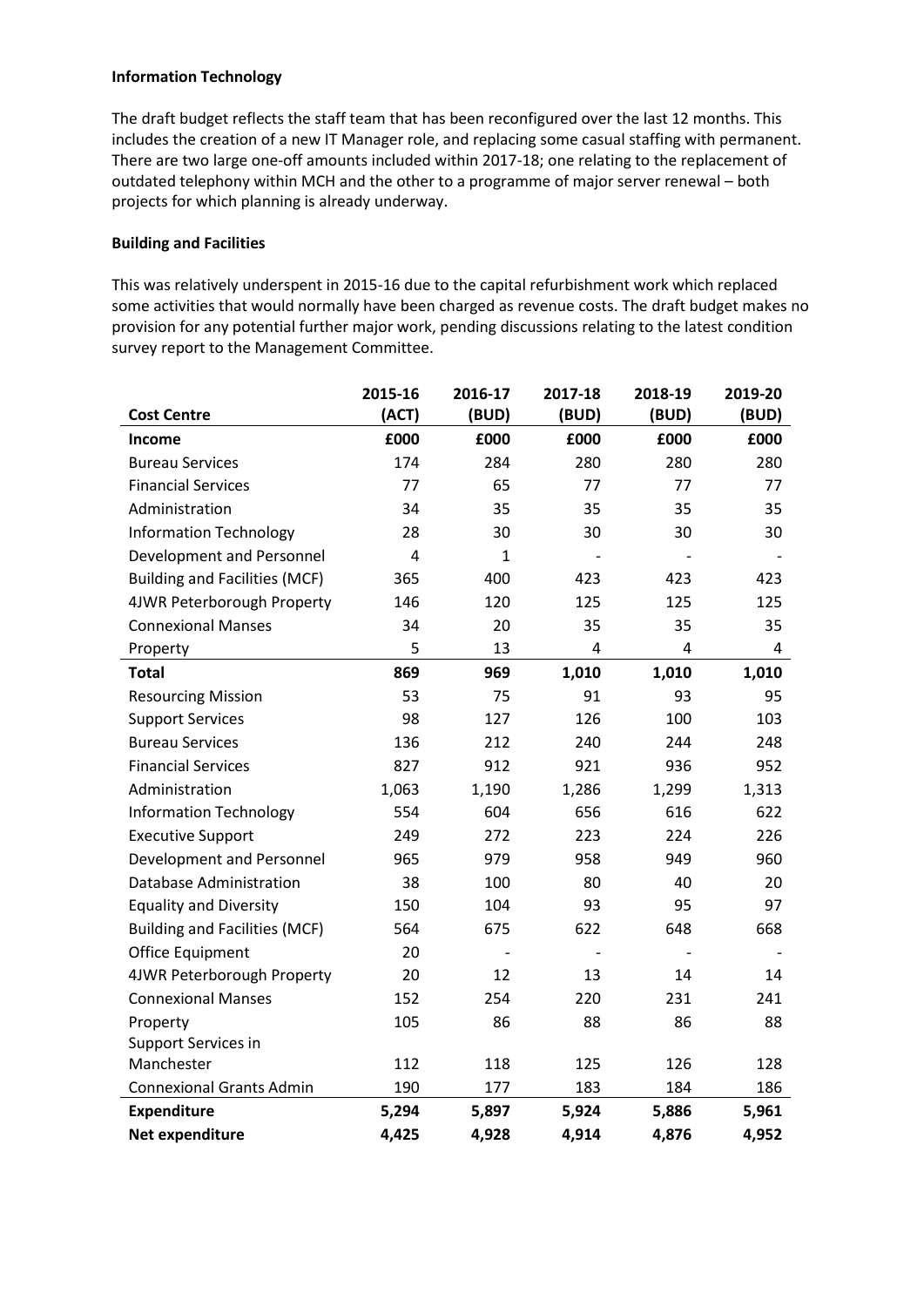**Information Technology**

The draft budget reflects the staff team that has been reconfigured over the last 12 months. This includes the creation of a new IT Manager role, and replacing some casual staffing with permanent. There are two large one-off amounts included within 2017-18; one relating to the replacement of outdated telephony within MCH and the other to a programme of major server renewal – both projects for which planning is already underway.

**Building and Facilities**

This was relatively underspent in 2015-16 due to the capital refurbishment work which replaced some activities that would normally have been charged as revenue costs. The draft budget makes no provision for any potential further major work, pending discussions relating to the latest condition survey report to the Management Committee.

| Cost Centre | 2015-16 (ACT) | 2016-17 (BUD) | 2017-18 (BUD) | 2018-19 (BUD) | 2019-20 (BUD) |
|---|---|---|---|---|---|
| **Income** | **£000** | **£000** | **£000** | **£000** | **£000** |
| Bureau Services | 174 | 284 | 280 | 280 | 280 |
| Financial Services | 77 | 65 | 77 | 77 | 77 |
| Administration | 34 | 35 | 35 | 35 | 35 |
| Information Technology | 28 | 30 | 30 | 30 | 30 |
| Development and Personnel | 4 | 1 | - | - | - |
| Building and Facilities (MCF) | 365 | 400 | 423 | 423 | 423 |
| 4JWR Peterborough Property | 146 | 120 | 125 | 125 | 125 |
| Connexional Manses | 34 | 20 | 35 | 35 | 35 |
| Property | 5 | 13 | 4 | 4 | 4 |
| **Total** | **869** | **969** | **1,010** | **1,010** | **1,010** |
| Resourcing Mission | 53 | 75 | 91 | 93 | 95 |
| Support Services | 98 | 127 | 126 | 100 | 103 |
| Bureau Services | 136 | 212 | 240 | 244 | 248 |
| Financial Services | 827 | 912 | 921 | 936 | 952 |
| Administration | 1,063 | 1,190 | 1,286 | 1,299 | 1,313 |
| Information Technology | 554 | 604 | 656 | 616 | 622 |
| Executive Support | 249 | 272 | 223 | 224 | 226 |
| Development and Personnel | 965 | 979 | 958 | 949 | 960 |
| Database Administration | 38 | 100 | 80 | 40 | 20 |
| Equality and Diversity | 150 | 104 | 93 | 95 | 97 |
| Building and Facilities (MCF) | 564 | 675 | 622 | 648 | 668 |
| Office Equipment | 20 | - | - | - | - |
| 4JWR Peterborough Property | 20 | 12 | 13 | 14 | 14 |
| Connexional Manses | 152 | 254 | 220 | 231 | 241 |
| Property | 105 | 86 | 88 | 86 | 88 |
| Support Services in Manchester | 112 | 118 | 125 | 126 | 128 |
| Connexional Grants Admin | 190 | 177 | 183 | 184 | 186 |
| **Expenditure** | **5,294** | **5,897** | **5,924** | **5,886** | **5,961** |
| **Net expenditure** | **4,425** | **4,928** | **4,914** | **4,876** | **4,952** |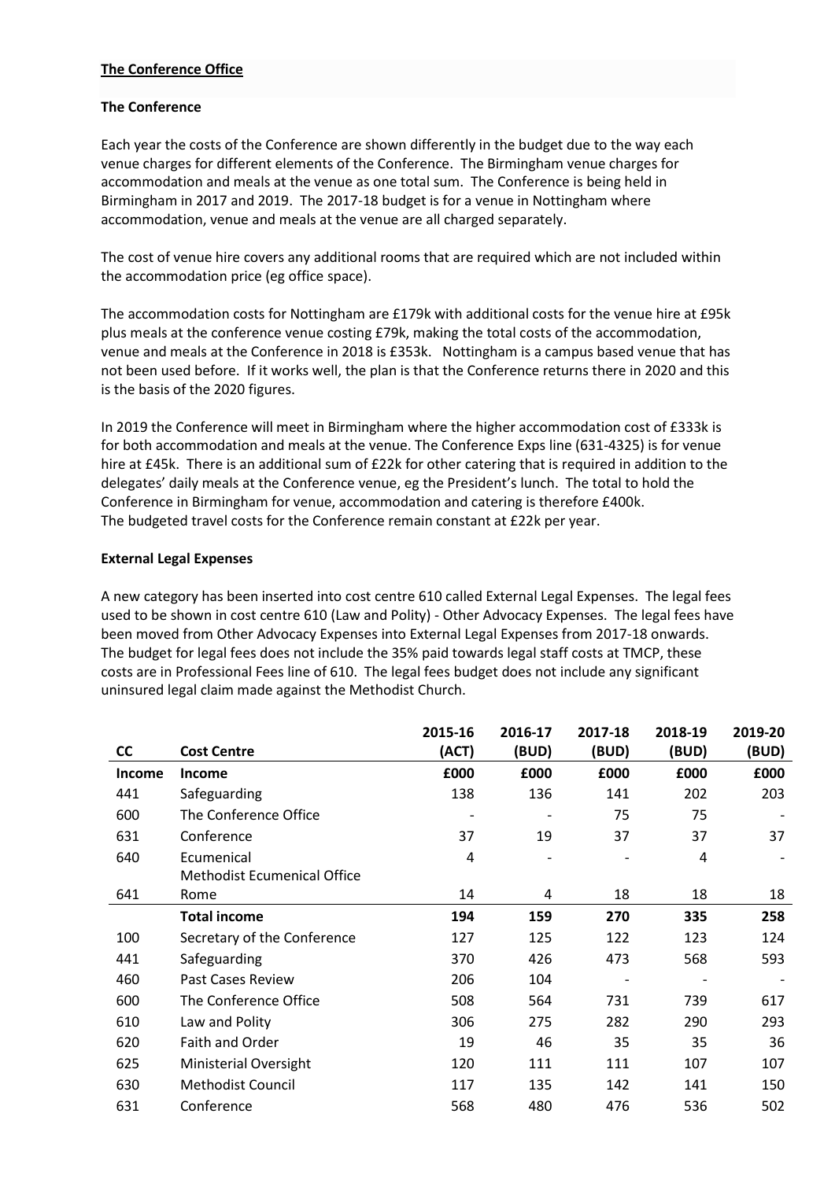**The Conference Office**

**The Conference**

Each year the costs of the Conference are shown differently in the budget due to the way each venue charges for different elements of the Conference. The Birmingham venue charges for accommodation and meals at the venue as one total sum. The Conference is being held in Birmingham in 2017 and 2019. The 2017-18 budget is for a venue in Nottingham where accommodation, venue and meals at the venue are all charged separately.

The cost of venue hire covers any additional rooms that are required which are not included within the accommodation price (eg office space).

The accommodation costs for Nottingham are £179k with additional costs for the venue hire at £95k plus meals at the conference venue costing £79k, making the total costs of the accommodation, venue and meals at the Conference in 2018 is £353k. Nottingham is a campus based venue that has not been used before. If it works well, the plan is that the Conference returns there in 2020 and this is the basis of the 2020 figures.

In 2019 the Conference will meet in Birmingham where the higher accommodation cost of £333k is for both accommodation and meals at the venue. The Conference Exps line (631-4325) is for venue hire at £45k. There is an additional sum of £22k for other catering that is required in addition to the delegates' daily meals at the Conference venue, eg the President's lunch. The total to hold the Conference in Birmingham for venue, accommodation and catering is therefore £400k.
The budgeted travel costs for the Conference remain constant at £22k per year.

**External Legal Expenses**

A new category has been inserted into cost centre 610 called External Legal Expenses. The legal fees used to be shown in cost centre 610 (Law and Polity) - Other Advocacy Expenses. The legal fees have been moved from Other Advocacy Expenses into External Legal Expenses from 2017-18 onwards. The budget for legal fees does not include the 35% paid towards legal staff costs at TMCP, these costs are in Professional Fees line of 610. The legal fees budget does not include any significant uninsured legal claim made against the Methodist Church.

| CC | Cost Centre | 2015-16 (ACT) | 2016-17 (BUD) | 2017-18 (BUD) | 2018-19 (BUD) | 2019-20 (BUD) |
|---|---|---|---|---|---|---|
| **Income** | **Income** | **£000** | **£000** | **£000** | **£000** | **£000** |
| 441 | Safeguarding | 138 | 136 | 141 | 202 | 203 |
| 600 | The Conference Office | - | - | 75 | 75 | - |
| 631 | Conference | 37 | 19 | 37 | 37 | 37 |
| 640 | Ecumenical | 4 | - | - | 4 | - |
| 641 | Methodist Ecumenical Office Rome | 14 | 4 | 18 | 18 | 18 |
| | **Total income** | **194** | **159** | **270** | **335** | **258** |
| 100 | Secretary of the Conference | 127 | 125 | 122 | 123 | 124 |
| 441 | Safeguarding | 370 | 426 | 473 | 568 | 593 |
| 460 | Past Cases Review | 206 | 104 | - | - | - |
| 600 | The Conference Office | 508 | 564 | 731 | 739 | 617 |
| 610 | Law and Polity | 306 | 275 | 282 | 290 | 293 |
| 620 | Faith and Order | 19 | 46 | 35 | 35 | 36 |
| 625 | Ministerial Oversight | 120 | 111 | 111 | 107 | 107 |
| 630 | Methodist Council | 117 | 135 | 142 | 141 | 150 |
| 631 | Conference | 568 | 480 | 476 | 536 | 502 |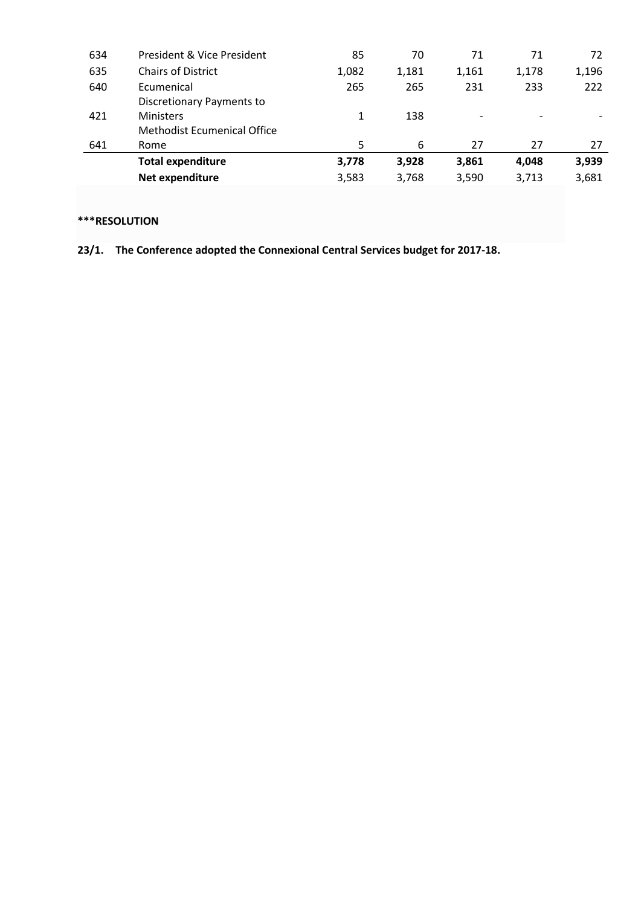| | | | | | | |
|---|---|---|---|---|---|---|
| 634 | President & Vice President | 85 | 70 | 71 | 71 | 72 |
| 635 | Chairs of District | 1,082 | 1,181 | 1,161 | 1,178 | 1,196 |
| 640 | Ecumenical | 265 | 265 | 231 | 233 | 222 |
| 421 | Discretionary Payments to Ministers | 1 | 138 | - | - | - |
| 641 | Methodist Ecumenical Office Rome | 5 | 6 | 27 | 27 | 27 |
| | **Total expenditure** | **3,778** | **3,928** | **3,861** | **4,048** | **3,939** |
| | **Net expenditure** | 3,583 | 3,768 | 3,590 | 3,713 | 3,681 |

**\*\*\*RESOLUTION**

**23/1. The Conference adopted the Connexional Central Services budget for 2017-18.**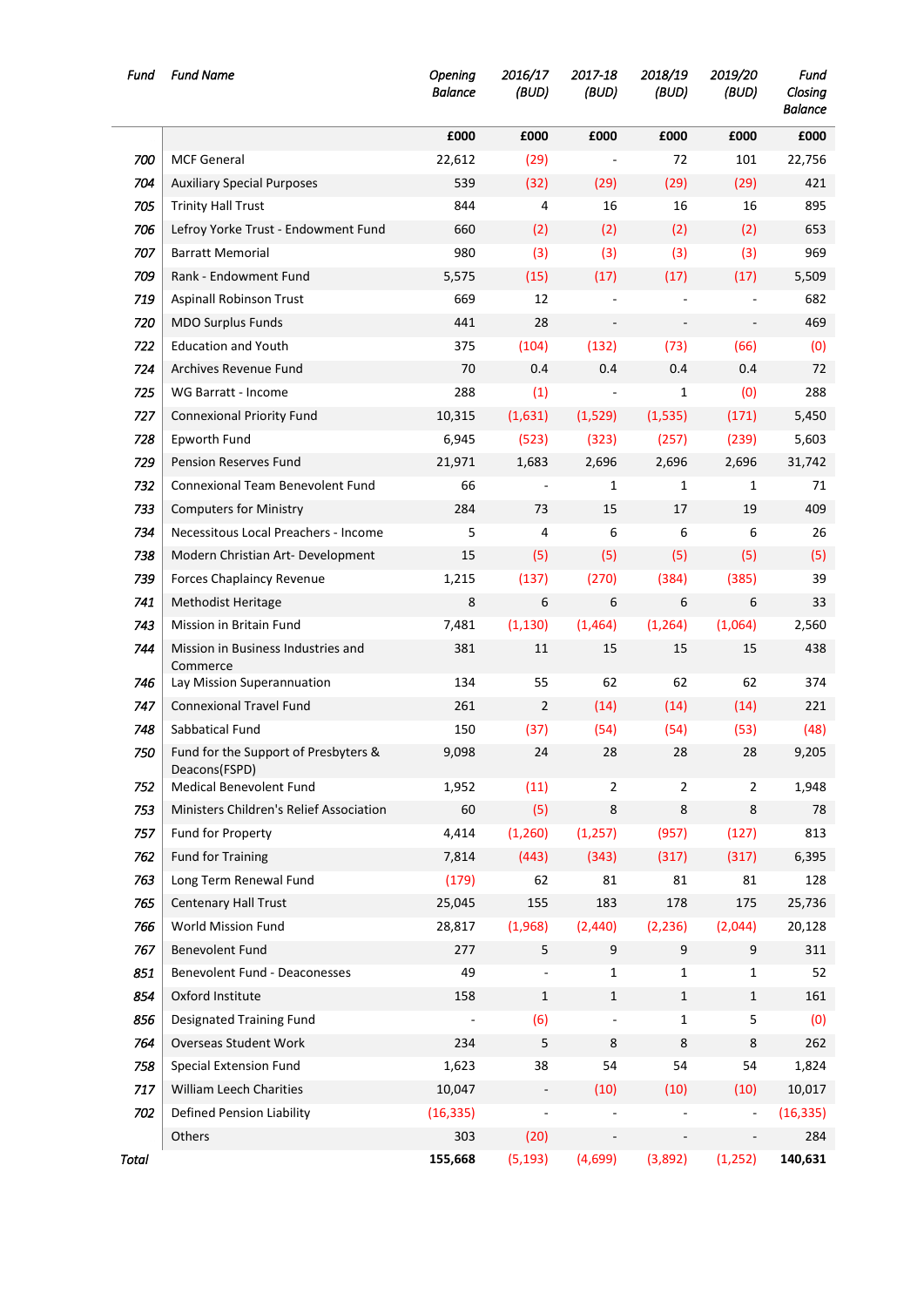| Fund | Fund Name | Opening Balance | 2016/17 (BUD) | 2017-18 (BUD) | 2018/19 (BUD) | 2019/20 (BUD) | Fund Closing Balance |
|---|---|---|---|---|---|---|---|
| | | £000 | £000 | £000 | £000 | £000 | £000 |
| 700 | MCF General | 22,612 | (29) | - | 72 | 101 | 22,756 |
| 704 | Auxiliary Special Purposes | 539 | (32) | (29) | (29) | (29) | 421 |
| 705 | Trinity Hall Trust | 844 | 4 | 16 | 16 | 16 | 895 |
| 706 | Lefroy Yorke Trust - Endowment Fund | 660 | (2) | (2) | (2) | (2) | 653 |
| 707 | Barratt Memorial | 980 | (3) | (3) | (3) | (3) | 969 |
| 709 | Rank - Endowment Fund | 5,575 | (15) | (17) | (17) | (17) | 5,509 |
| 719 | Aspinall Robinson Trust | 669 | 12 | - | - | - | 682 |
| 720 | MDO Surplus Funds | 441 | 28 | - | - | - | 469 |
| 722 | Education and Youth | 375 | (104) | (132) | (73) | (66) | (0) |
| 724 | Archives Revenue Fund | 70 | 0.4 | 0.4 | 0.4 | 0.4 | 72 |
| 725 | WG Barratt - Income | 288 | (1) | - | 1 | (0) | 288 |
| 727 | Connexional Priority Fund | 10,315 | (1,631) | (1,529) | (1,535) | (171) | 5,450 |
| 728 | Epworth Fund | 6,945 | (523) | (323) | (257) | (239) | 5,603 |
| 729 | Pension Reserves Fund | 21,971 | 1,683 | 2,696 | 2,696 | 2,696 | 31,742 |
| 732 | Connexional Team Benevolent Fund | 66 | - | 1 | 1 | 1 | 71 |
| 733 | Computers for Ministry | 284 | 73 | 15 | 17 | 19 | 409 |
| 734 | Necessitous Local Preachers - Income | 5 | 4 | 6 | 6 | 6 | 26 |
| 738 | Modern Christian Art- Development | 15 | (5) | (5) | (5) | (5) | (5) |
| 739 | Forces Chaplaincy Revenue | 1,215 | (137) | (270) | (384) | (385) | 39 |
| 741 | Methodist Heritage | 8 | 6 | 6 | 6 | 6 | 33 |
| 743 | Mission in Britain Fund | 7,481 | (1,130) | (1,464) | (1,264) | (1,064) | 2,560 |
| 744 | Mission in Business Industries and Commerce | 381 | 11 | 15 | 15 | 15 | 438 |
| 746 | Lay Mission Superannuation | 134 | 55 | 62 | 62 | 62 | 374 |
| 747 | Connexional Travel Fund | 261 | 2 | (14) | (14) | (14) | 221 |
| 748 | Sabbatical Fund | 150 | (37) | (54) | (54) | (53) | (48) |
| 750 | Fund for the Support of Presbyters & Deacons(FSPD) | 9,098 | 24 | 28 | 28 | 28 | 9,205 |
| 752 | Medical Benevolent Fund | 1,952 | (11) | 2 | 2 | 2 | 1,948 |
| 753 | Ministers Children's Relief Association | 60 | (5) | 8 | 8 | 8 | 78 |
| 757 | Fund for Property | 4,414 | (1,260) | (1,257) | (957) | (127) | 813 |
| 762 | Fund for Training | 7,814 | (443) | (343) | (317) | (317) | 6,395 |
| 763 | Long Term Renewal Fund | (179) | 62 | 81 | 81 | 81 | 128 |
| 765 | Centenary Hall Trust | 25,045 | 155 | 183 | 178 | 175 | 25,736 |
| 766 | World Mission Fund | 28,817 | (1,968) | (2,440) | (2,236) | (2,044) | 20,128 |
| 767 | Benevolent Fund | 277 | 5 | 9 | 9 | 9 | 311 |
| 851 | Benevolent Fund - Deaconesses | 49 | - | 1 | 1 | 1 | 52 |
| 854 | Oxford Institute | 158 | 1 | 1 | 1 | 1 | 161 |
| 856 | Designated Training Fund | - | (6) | - | 1 | 5 | (0) |
| 764 | Overseas Student Work | 234 | 5 | 8 | 8 | 8 | 262 |
| 758 | Special Extension Fund | 1,623 | 38 | 54 | 54 | 54 | 1,824 |
| 717 | William Leech Charities | 10,047 | - | (10) | (10) | (10) | 10,017 |
| 702 | Defined Pension Liability | (16,335) | - | - | - | - | (16,335) |
| | Others | 303 | (20) | - | - | - | 284 |
| *Total* | | **155,668** | (5,193) | (4,699) | (3,892) | (1,252) | **140,631** |